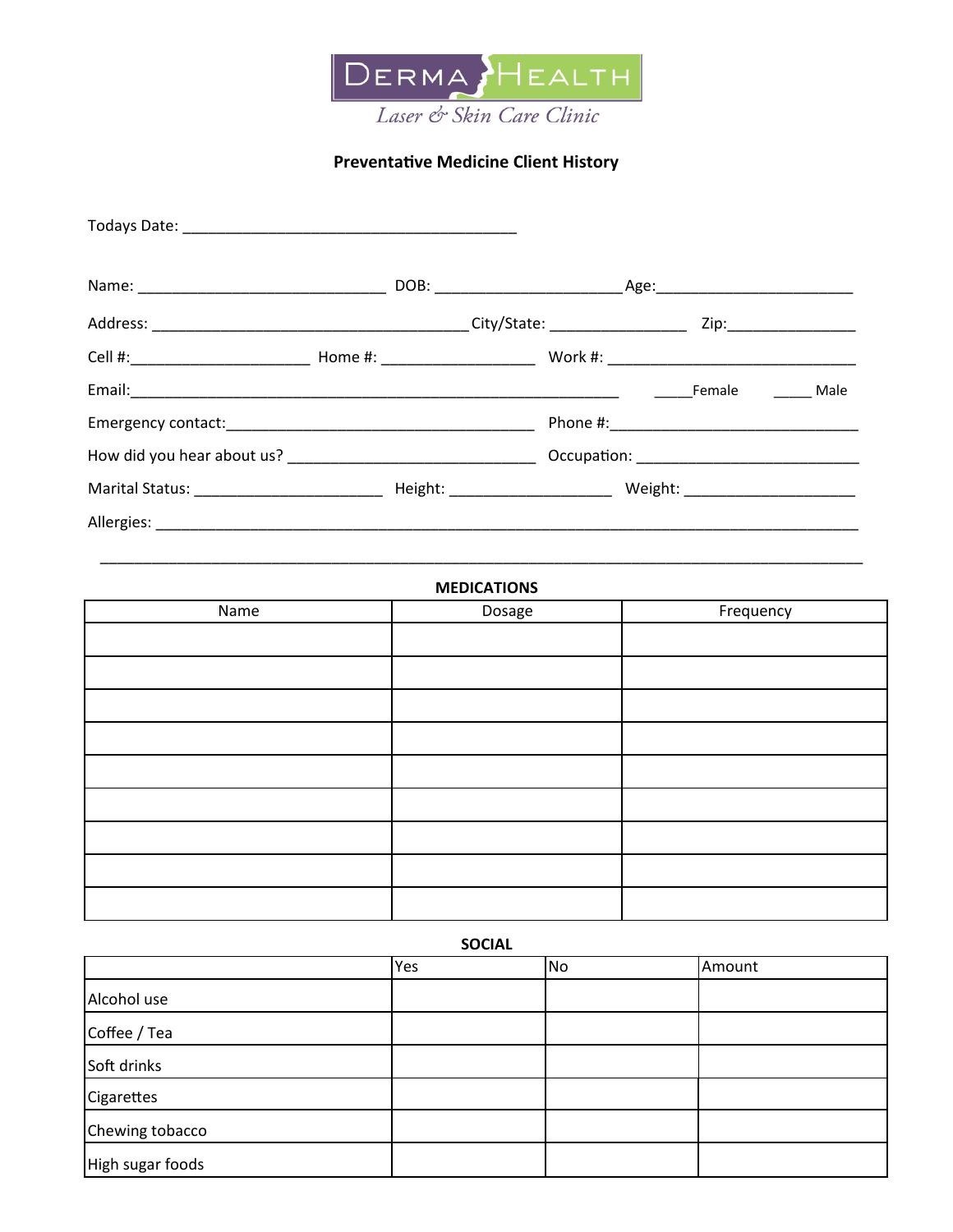**DERMA HEALTH**

*Laser & Skin Care Clinic*

**Preventative Medicine Client History**

Todays Date: ________________________________________

Name: _____________________________ DOB: ______________________ Age:_______________________

Address: _____________________________________ City/State: ________________ Zip:_______________

Cell #:_____________________ Home #: __________________ Work #: ______________________________

Email:___________________________________________________________ _____Female _____ Male

Emergency contact:_____________________________________ Phone #:_____________________________

How did you hear about us? _____________________________ Occupation: __________________________

Marital Status: ______________________ Height: ___________________ Weight: ____________________

Allergies: _________________________________________________________________________________

___________________________________________________________________________________________

**MEDICATIONS**

| Name | Dosage | Frequency |
|---|---|---|
| | | |
| | | |
| | | |
| | | |
| | | |
| | | |
| | | |
| | | |
| | | |

**SOCIAL**

| | Yes | No | Amount |
|---|---|---|---|
| Alcohol use | | | |
| Coffee / Tea | | | |
| Soft drinks | | | |
| Cigarettes | | | |
| Chewing tobacco | | | |
| High sugar foods | | | |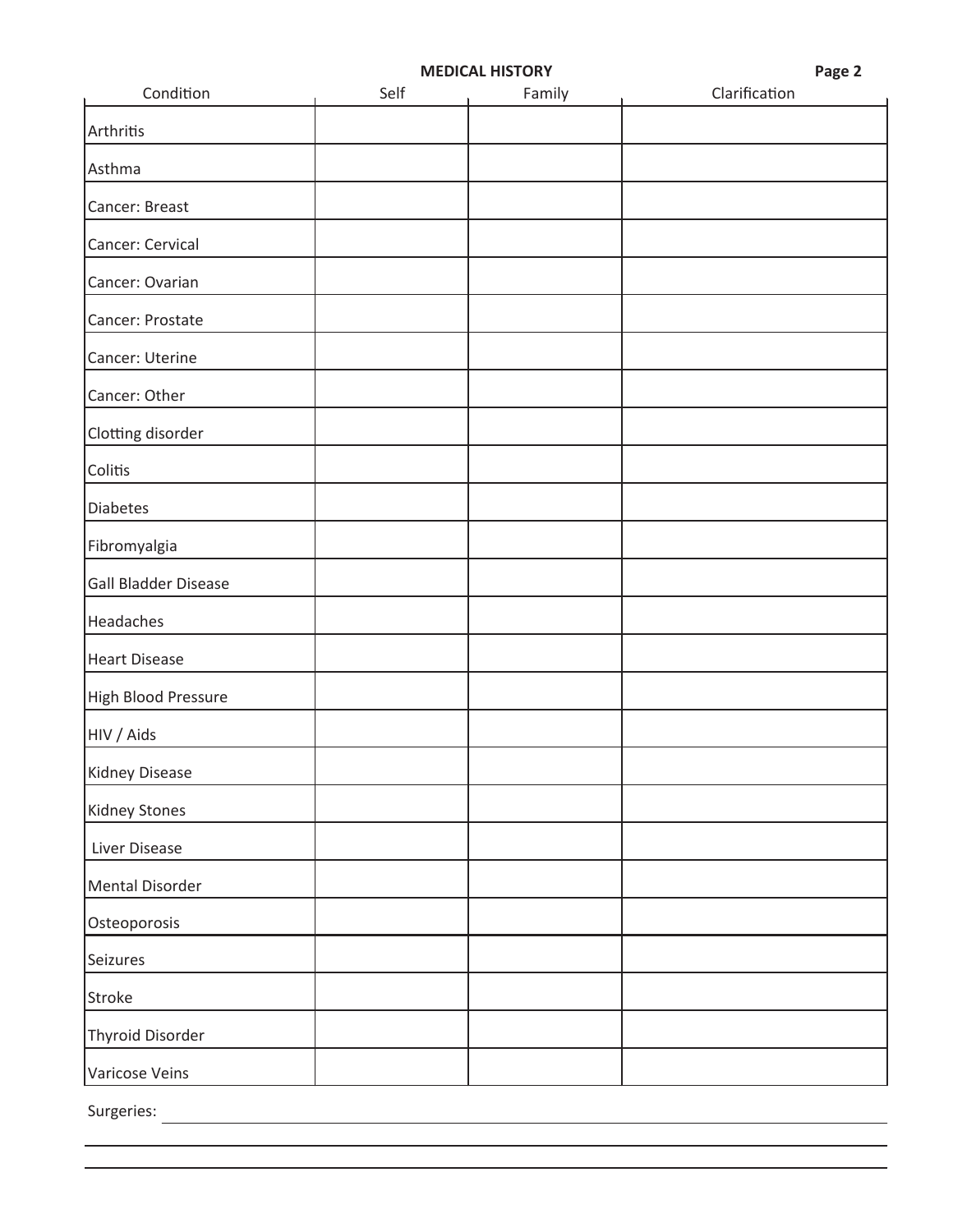## MEDICAL HISTORY

| Condition | Self | Family | Clarification |
|---|---|---|---|
| Arthritis | | | |
| Asthma | | | |
| Cancer: Breast | | | |
| Cancer: Cervical | | | |
| Cancer: Ovarian | | | |
| Cancer: Prostate | | | |
| Cancer: Uterine | | | |
| Cancer: Other | | | |
| Clotting disorder | | | |
| Colitis | | | |
| Diabetes | | | |
| Fibromyalgia | | | |
| Gall Bladder Disease | | | |
| Headaches | | | |
| Heart Disease | | | |
| High Blood Pressure | | | |
| HIV / Aids | | | |
| Kidney Disease | | | |
| Kidney Stones | | | |
| Liver Disease | | | |
| Mental Disorder | | | |
| Osteoporosis | | | |
| Seizures | | | |
| Stroke | | | |
| Thyroid Disorder | | | |
| Varicose Veins | | | |

Surgeries: ______________________________________________

______________________________________________

______________________________________________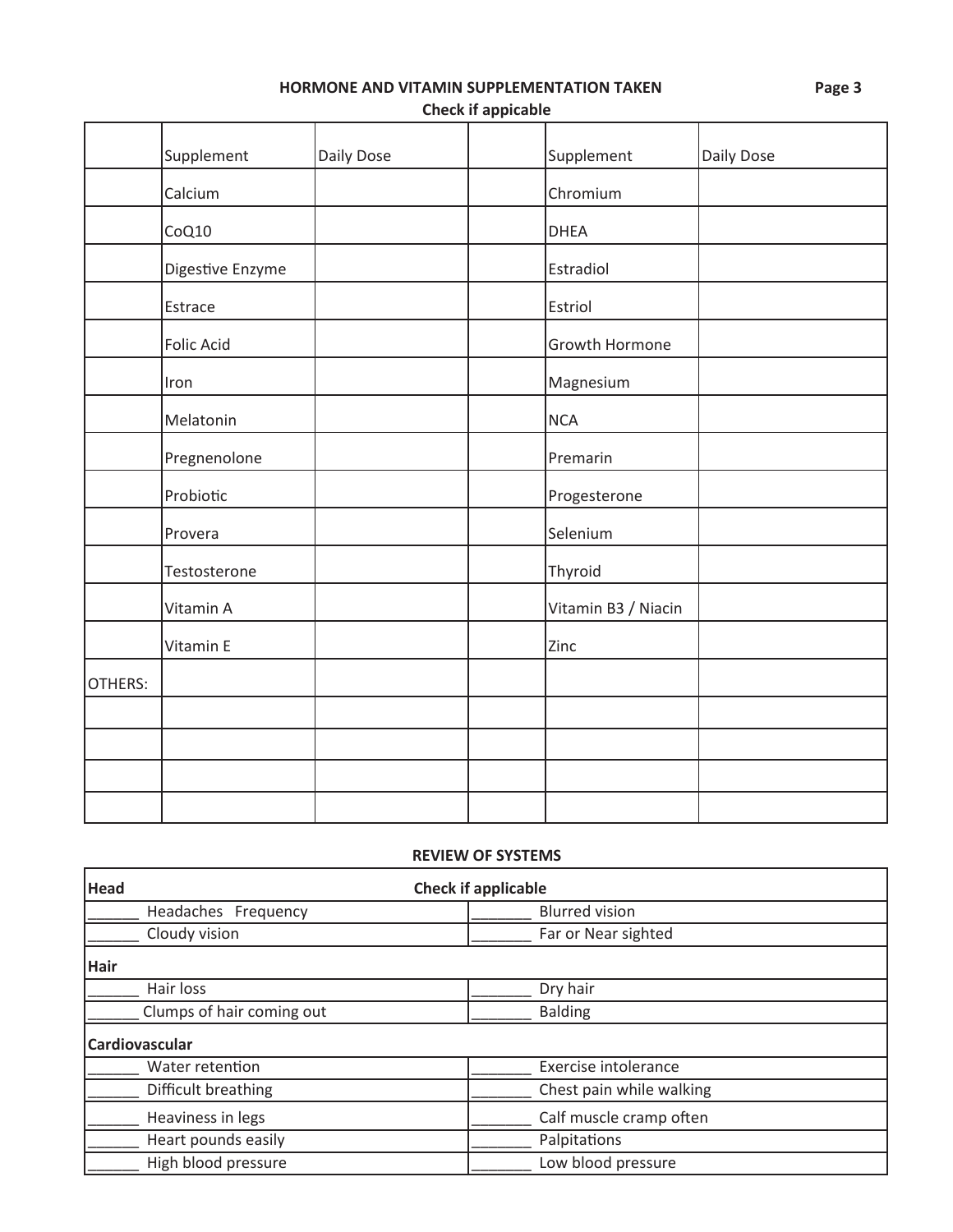**HORMONE AND VITAMIN SUPPLEMENTATION TAKEN**

**Check if appicable**

| | Supplement | Daily Dose | | Supplement | Daily Dose |
|---|---|---|---|---|---|
| | Calcium | | | Chromium | |
| | CoQ10 | | | DHEA | |
| | Digestive Enzyme | | | Estradiol | |
| | Estrace | | | Estriol | |
| | Folic Acid | | | Growth Hormone | |
| | Iron | | | Magnesium | |
| | Melatonin | | | NCA | |
| | Pregnenolone | | | Premarin | |
| | Probiotic | | | Progesterone | |
| | Provera | | | Selenium | |
| | Testosterone | | | Thyroid | |
| | Vitamin A | | | Vitamin B3 / Niacin | |
| | Vitamin E | | | Zinc | |
| OTHERS: | | | | | |
| | | | | | |
| | | | | | |
| | | | | | |
| | | | | | |

**REVIEW OF SYSTEMS**

| **Head** | **Check if applicable** |
|---|---|
| ______ Headaches Frequency | _______ Blurred vision |
| ______ Cloudy vision | _______ Far or Near sighted |
| **Hair** | |
| ______ Hair loss | _______ Dry hair |
| ______ Clumps of hair coming out | _______ Balding |
| **Cardiovascular** | |
| ______ Water retention | _______ Exercise intolerance |
| ______ Difficult breathing | _______ Chest pain while walking |
| ______ Heaviness in legs | _______ Calf muscle cramp often |
| ______ Heart pounds easily | _______ Palpitations |
| ______ High blood pressure | _______ Low blood pressure |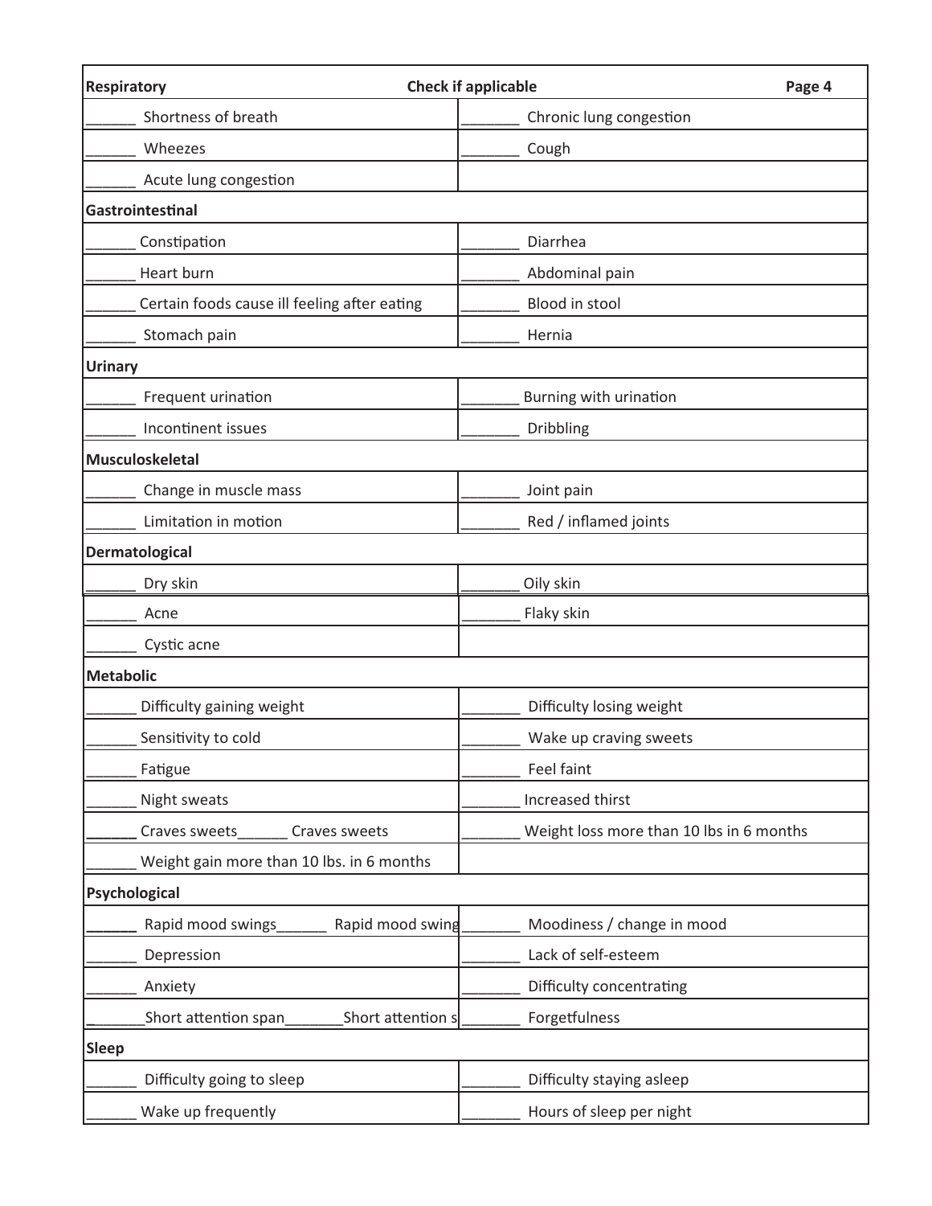| Respiratory | Check if applicable |
|---|---|
| ______ Shortness of breath | _______ Chronic lung congestion |
| ______ Wheezes | _______ Cough |
| ______ Acute lung congestion | |
| **Gastrointestinal** | |
| ______ Constipation | _______ Diarrhea |
| ______ Heart burn | _______ Abdominal pain |
| ______ Certain foods cause ill feeling after eating | _______ Blood in stool |
| ______ Stomach pain | _______ Hernia |
| **Urinary** | |
| ______ Frequent urination | _______ Burning with urination |
| ______ Incontinent issues | _______ Dribbling |
| **Musculoskeletal** | |
| ______ Change in muscle mass | _______ Joint pain |
| ______ Limitation in motion | _______ Red / inflamed joints |
| **Dermatological** | |
| ______ Dry skin | _______ Oily skin |
| ______ Acne | _______ Flaky skin |
| ______ Cystic acne | |
| **Metabolic** | |
| ______ Difficulty gaining weight | _______ Difficulty losing weight |
| ______ Sensitivity to cold | _______ Wake up craving sweets |
| ______ Fatigue | _______ Feel faint |
| ______ Night sweats | _______ Increased thirst |
| ______ Craves sweets______ Craves sweets | _______ Weight loss more than 10 lbs in 6 months |
| ______ Weight gain more than 10 lbs. in 6 months | |
| **Psychological** | |
| ______ Rapid mood swings______ Rapid mood swing | _______ Moodiness / change in mood |
| ______ Depression | _______ Lack of self-esteem |
| ______ Anxiety | _______ Difficulty concentrating |
| _______Short attention span_______Short attention s | _______ Forgetfulness |
| **Sleep** | |
| ______ Difficulty going to sleep | _______ Difficulty staying asleep |
| ______ Wake up frequently | _______ Hours of sleep per night |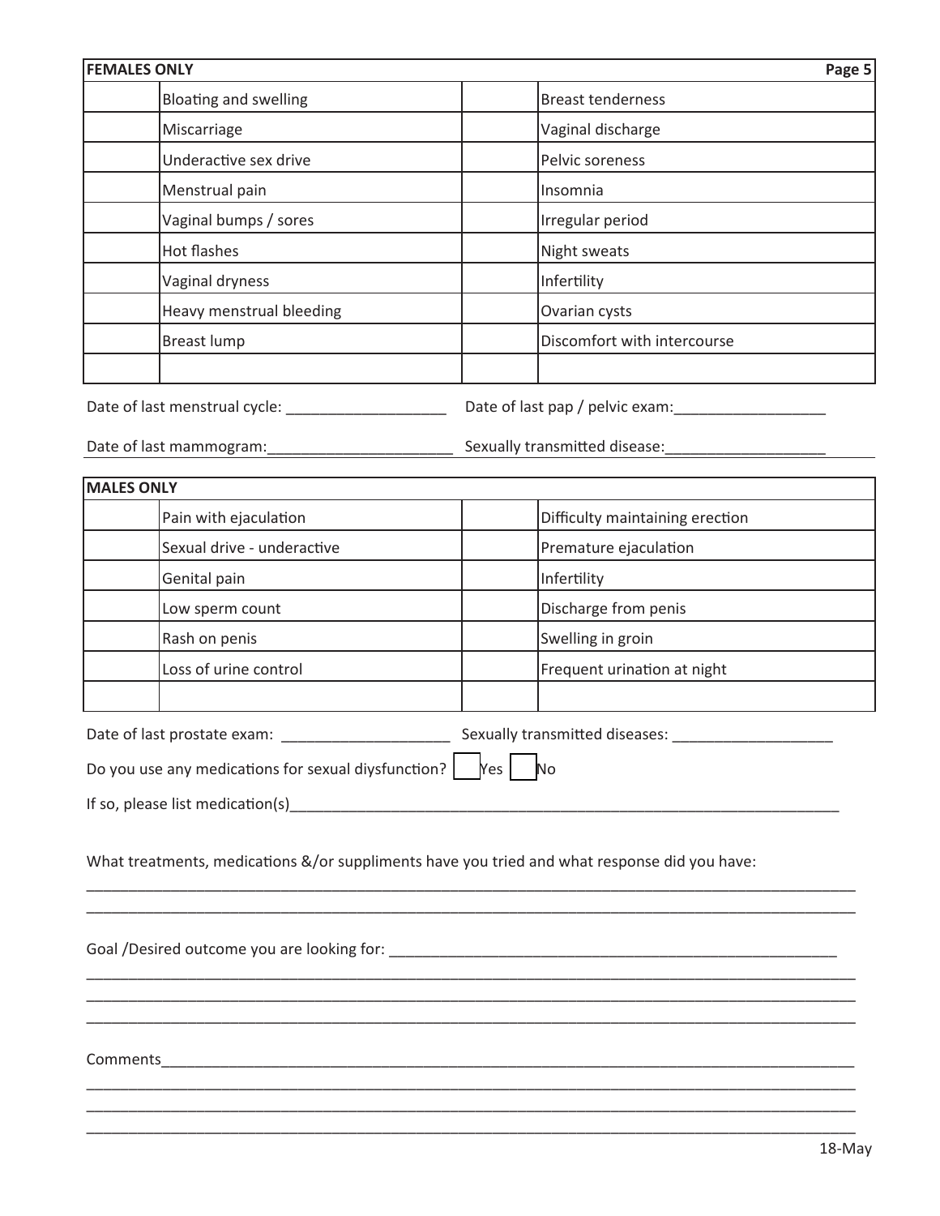| FEMALES ONLY | | | Page 5 |
|---|---|---|---|
| | Bloating and swelling | | Breast tenderness |
| | Miscarriage | | Vaginal discharge |
| | Underactive sex drive | | Pelvic soreness |
| | Menstrual pain | | Insomnia |
| | Vaginal bumps / sores | | Irregular period |
| | Hot flashes | | Night sweats |
| | Vaginal dryness | | Infertility |
| | Heavy menstrual bleeding | | Ovarian cysts |
| | Breast lump | | Discomfort with intercourse |
| | | | |

Date of last menstrual cycle: ___________________ Date of last pap / pelvic exam:__________________

Date of last mammogram:______________________ Sexually transmitted disease:___________________

| MALES ONLY | | | |
|---|---|---|---|
| | Pain with ejaculation | | Difficulty maintaining erection |
| | Sexual drive - underactive | | Premature ejaculation |
| | Genital pain | | Infertility |
| | Low sperm count | | Discharge from penis |
| | Rash on penis | | Swelling in groin |
| | Loss of urine control | | Frequent urination at night |
| | | | |

Date of last prostate exam: ____________________ Sexually transmitted diseases: ___________________

Do you use any medications for sexual diysfunction? ☐ Yes ☐ No

If so, please list medication(s)___________________________________________________________________

What treatments, medications &/or suppliments have you tried and what response did you have:

_____________________________________________________________________________________________
_____________________________________________________________________________________________

Goal /Desired outcome you are looking for: _______________________________________________________

_____________________________________________________________________________________________
_____________________________________________________________________________________________
_____________________________________________________________________________________________

Comments____________________________________________________________________________________

_____________________________________________________________________________________________
_____________________________________________________________________________________________
_____________________________________________________________________________________________

18-May